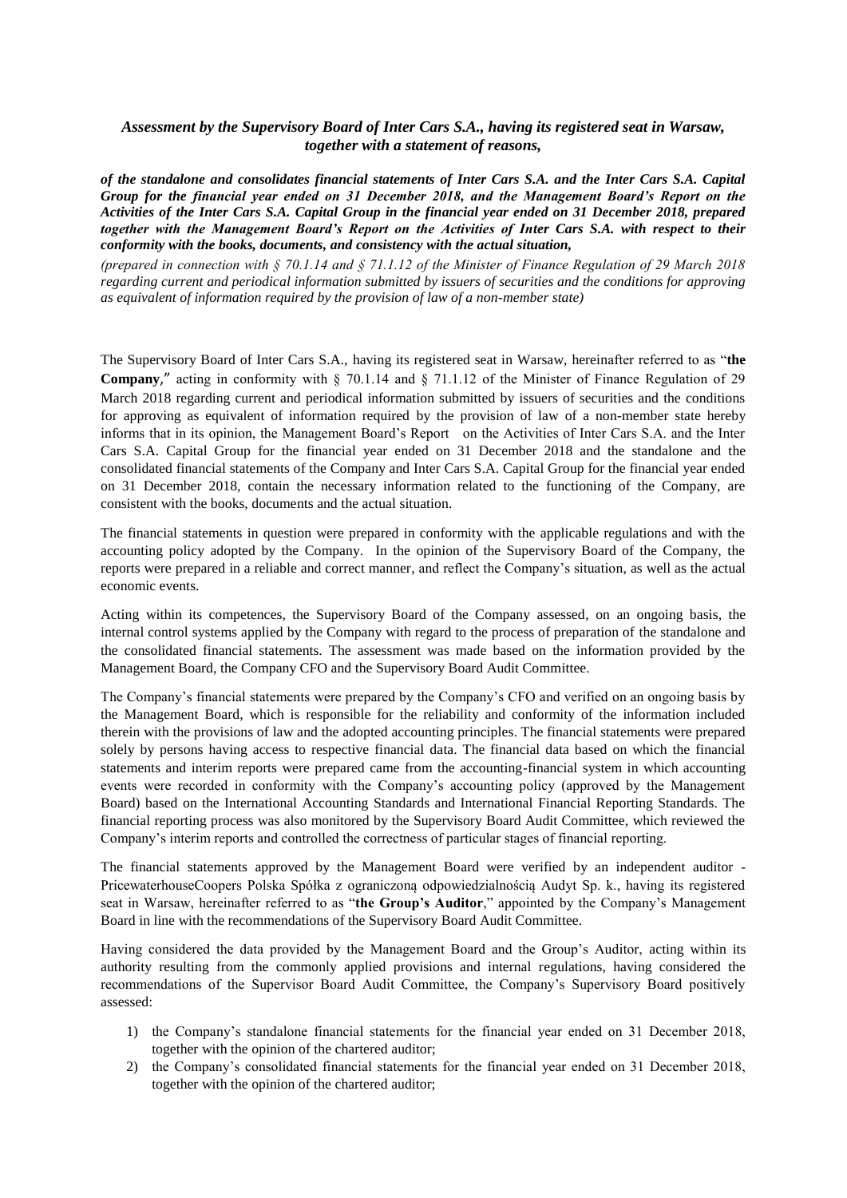*Assessment by the Supervisory Board of Inter Cars S.A., having its registered seat in Warsaw, together with a statement of reasons,*

***of the standalone and consolidates financial statements of Inter Cars S.A. and the Inter Cars S.A. Capital Group for the financial year ended on 31 December 2018, and the Management Board's Report on the Activities of the Inter Cars S.A. Capital Group in the financial year ended on 31 December 2018, prepared together with the Management Board's Report on the Activities of Inter Cars S.A. with respect to their conformity with the books, documents, and consistency with the actual situation,***

*(prepared in connection with § 70.1.14 and § 71.1.12 of the Minister of Finance Regulation of 29 March 2018 regarding current and periodical information submitted by issuers of securities and the conditions for approving as equivalent of information required by the provision of law of a non-member state)*

The Supervisory Board of Inter Cars S.A., having its registered seat in Warsaw, hereinafter referred to as "**the Company**," acting in conformity with § 70.1.14 and § 71.1.12 of the Minister of Finance Regulation of 29 March 2018 regarding current and periodical information submitted by issuers of securities and the conditions for approving as equivalent of information required by the provision of law of a non-member state hereby informs that in its opinion, the Management Board's Report on the Activities of Inter Cars S.A. and the Inter Cars S.A. Capital Group for the financial year ended on 31 December 2018 and the standalone and the consolidated financial statements of the Company and Inter Cars S.A. Capital Group for the financial year ended on 31 December 2018, contain the necessary information related to the functioning of the Company, are consistent with the books, documents and the actual situation.

The financial statements in question were prepared in conformity with the applicable regulations and with the accounting policy adopted by the Company. In the opinion of the Supervisory Board of the Company, the reports were prepared in a reliable and correct manner, and reflect the Company's situation, as well as the actual economic events.

Acting within its competences, the Supervisory Board of the Company assessed, on an ongoing basis, the internal control systems applied by the Company with regard to the process of preparation of the standalone and the consolidated financial statements. The assessment was made based on the information provided by the Management Board, the Company CFO and the Supervisory Board Audit Committee.

The Company's financial statements were prepared by the Company's CFO and verified on an ongoing basis by the Management Board, which is responsible for the reliability and conformity of the information included therein with the provisions of law and the adopted accounting principles. The financial statements were prepared solely by persons having access to respective financial data. The financial data based on which the financial statements and interim reports were prepared came from the accounting-financial system in which accounting events were recorded in conformity with the Company's accounting policy (approved by the Management Board) based on the International Accounting Standards and International Financial Reporting Standards. The financial reporting process was also monitored by the Supervisory Board Audit Committee, which reviewed the Company's interim reports and controlled the correctness of particular stages of financial reporting.

The financial statements approved by the Management Board were verified by an independent auditor - PricewaterhouseCoopers Polska Spółka z ograniczoną odpowiedzialnością Audyt Sp. k., having its registered seat in Warsaw, hereinafter referred to as "**the Group's Auditor**," appointed by the Company's Management Board in line with the recommendations of the Supervisory Board Audit Committee.

Having considered the data provided by the Management Board and the Group's Auditor, acting within its authority resulting from the commonly applied provisions and internal regulations, having considered the recommendations of the Supervisor Board Audit Committee, the Company's Supervisory Board positively assessed:

1) the Company's standalone financial statements for the financial year ended on 31 December 2018, together with the opinion of the chartered auditor;
2) the Company's consolidated financial statements for the financial year ended on 31 December 2018, together with the opinion of the chartered auditor;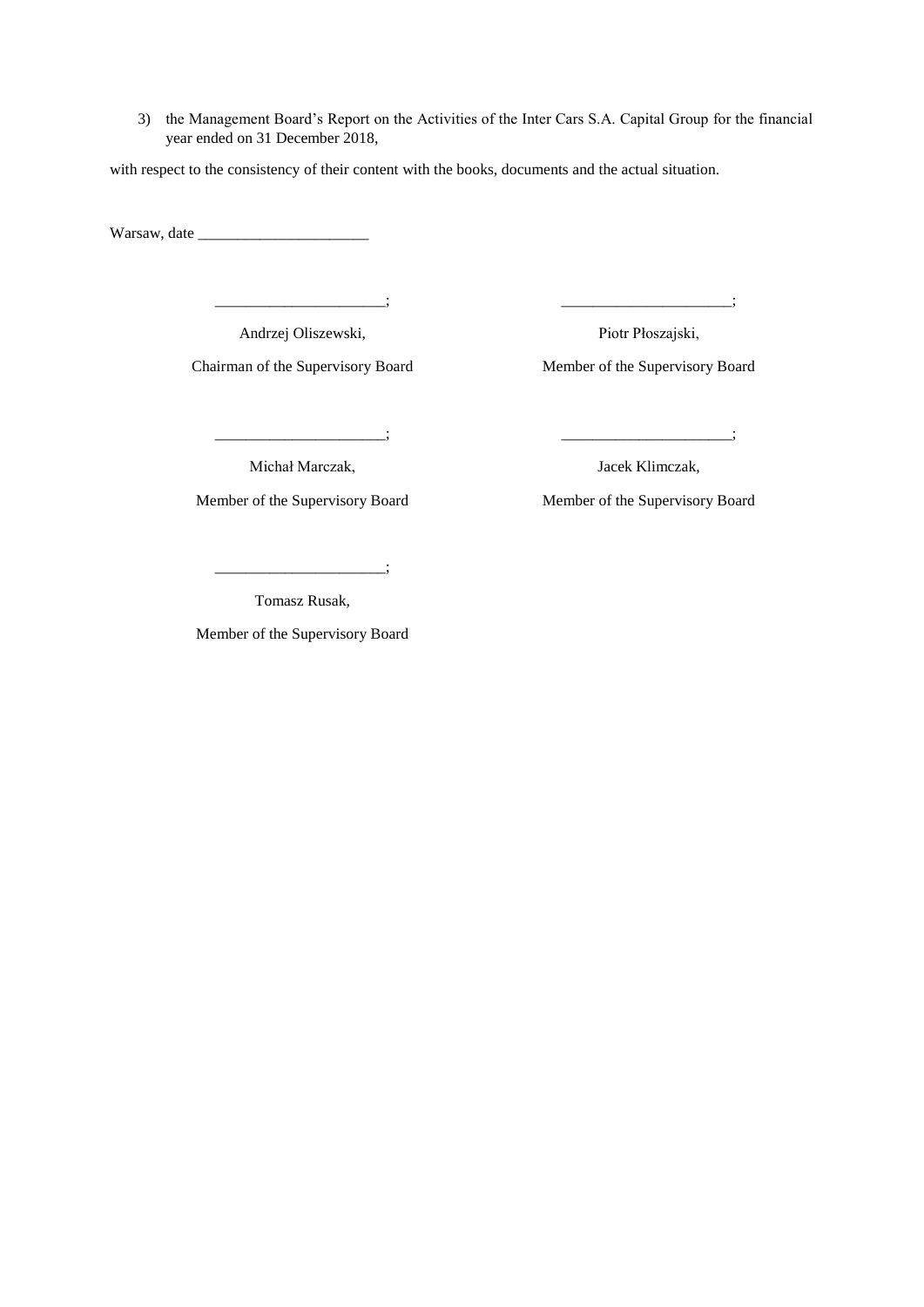3) the Management Board's Report on the Activities of the Inter Cars S.A. Capital Group for the financial year ended on 31 December 2018,

with respect to the consistency of their content with the books, documents and the actual situation.

Warsaw, date ______________________

| | |
|---|---|
| ______________________; | ______________________; |
| Andrzej Oliszewski, | Piotr Płoszajski, |
| Chairman of the Supervisory Board | Member of the Supervisory Board |
| ______________________; | ______________________; |
| Michał Marczak, | Jacek Klimczak, |
| Member of the Supervisory Board | Member of the Supervisory Board |
| ______________________; | |
| Tomasz Rusak, | |
| Member of the Supervisory Board | |